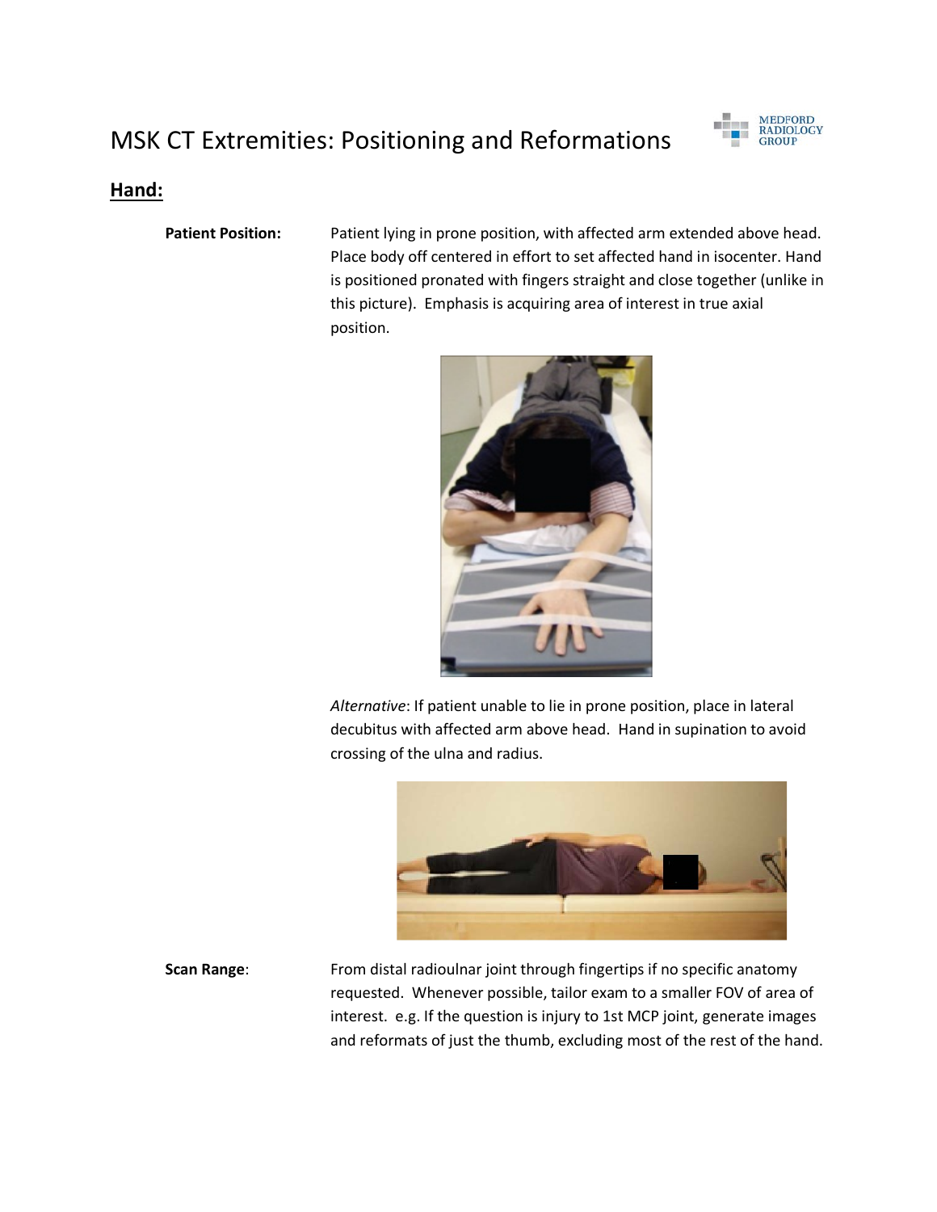# MSK CT Extremities: Positioning and Reformations

## Hand:

**Patient Position:** Patient lying in prone position, with affected arm extended above head. Place body off centered in effort to set affected hand in isocenter. Hand is positioned pronated with fingers straight and close together (unlike in this picture). Emphasis is acquiring area of interest in true axial position.

*Alternative*: If patient unable to lie in prone position, place in lateral decubitus with affected arm above head. Hand in supination to avoid crossing of the ulna and radius.

**Scan Range**: From distal radioulnar joint through fingertips if no specific anatomy requested. Whenever possible, tailor exam to a smaller FOV of area of interest. e.g. If the question is injury to 1st MCP joint, generate images and reformats of just the thumb, excluding most of the rest of the hand.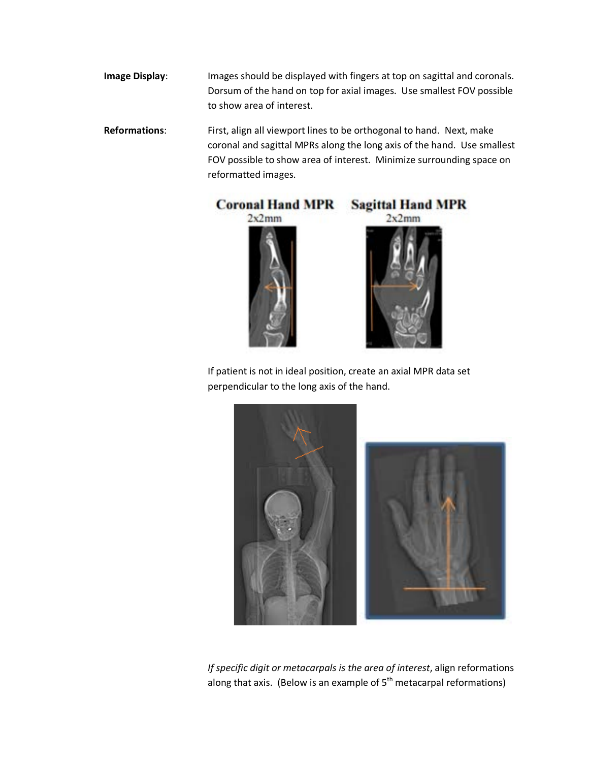**Image Display**: Images should be displayed with fingers at top on sagittal and coronals. Dorsum of the hand on top for axial images. Use smallest FOV possible to show area of interest.

**Reformations**: First, align all viewport lines to be orthogonal to hand. Next, make coronal and sagittal MPRs along the long axis of the hand. Use smallest FOV possible to show area of interest. Minimize surrounding space on reformatted images.

**Coronal Hand MPR**
2x2mm

**Sagittal Hand MPR**
2x2mm

If patient is not in ideal position, create an axial MPR data set perpendicular to the long axis of the hand.

*If specific digit or metacarpals is the area of interest*, align reformations along that axis. (Below is an example of 5th metacarpal reformations)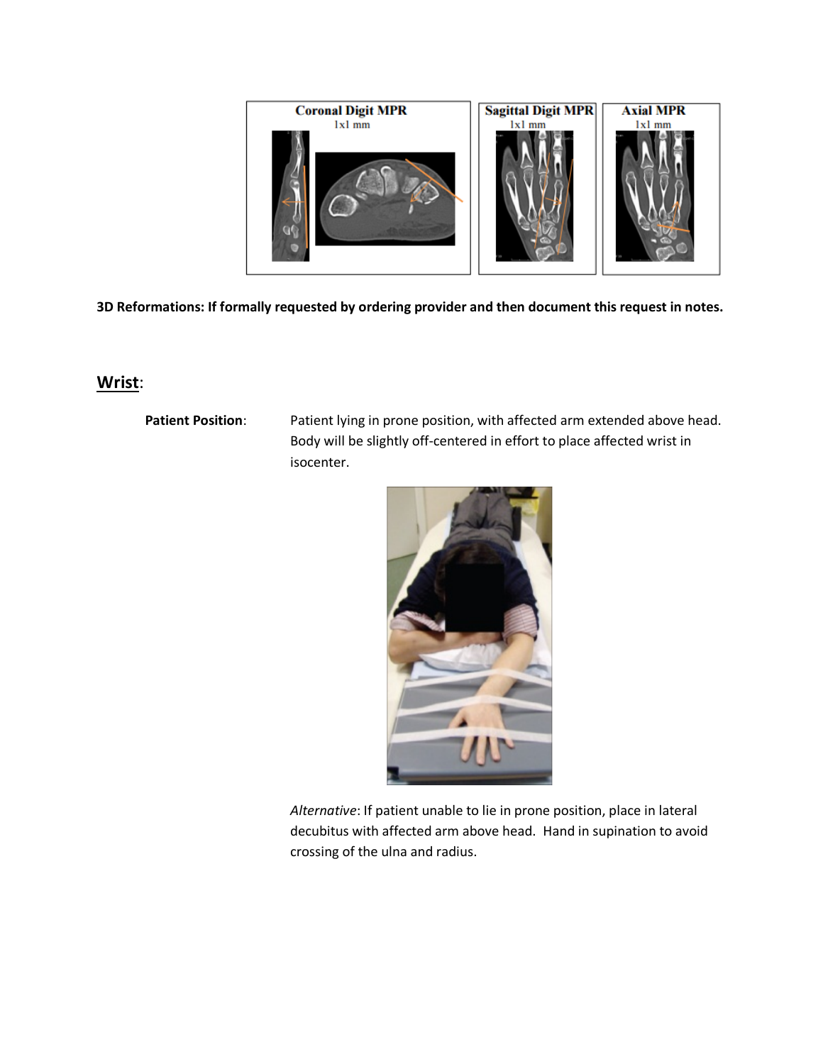Coronal Digit MPR 1x1 mm

Sagittal Digit MPR 1x1 mm

Axial MPR 1x1 mm

**3D Reformations: If formally requested by ordering provider and then document this request in notes.**

## Wrist:

**Patient Position**: Patient lying in prone position, with affected arm extended above head. Body will be slightly off-centered in effort to place affected wrist in isocenter.

*Alternative*: If patient unable to lie in prone position, place in lateral decubitus with affected arm above head. Hand in supination to avoid crossing of the ulna and radius.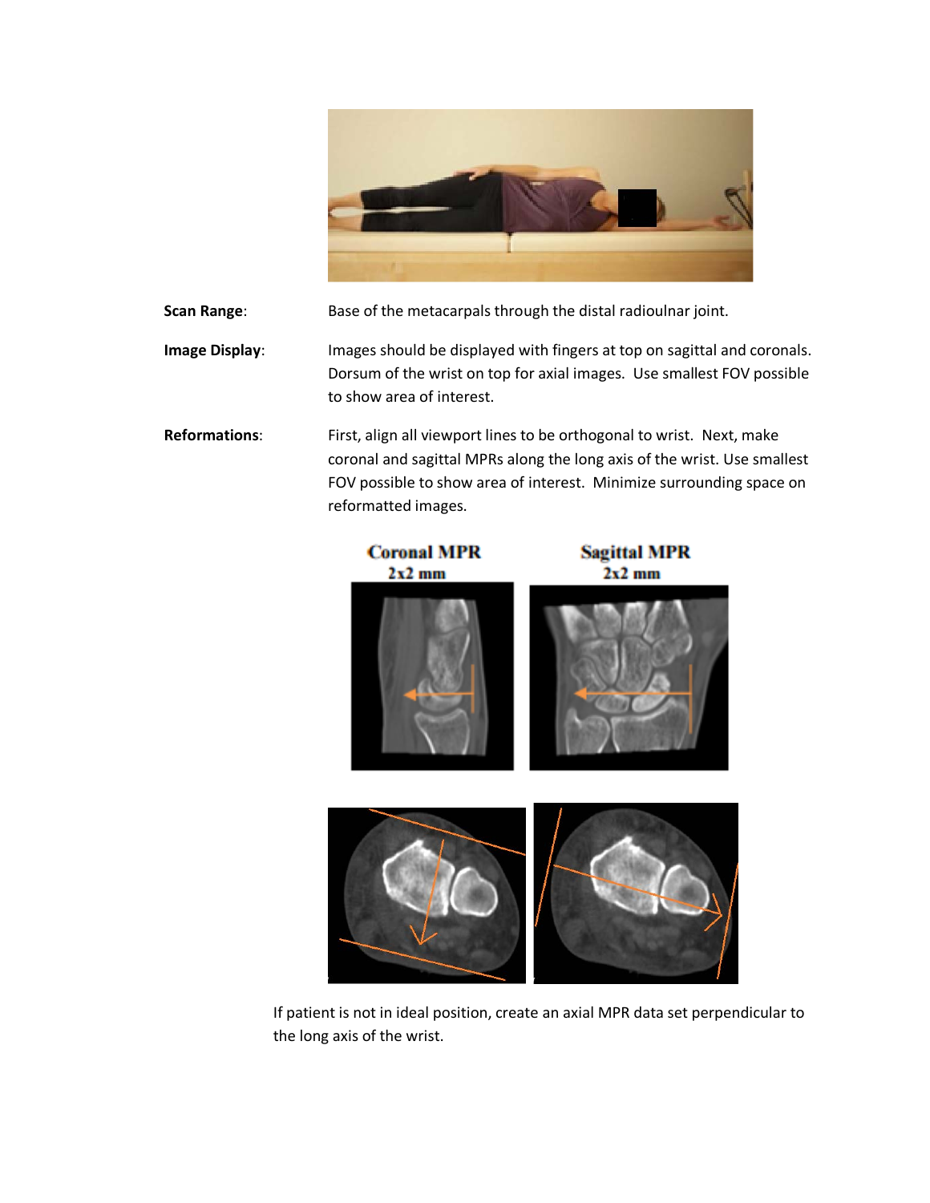**Scan Range**: Base of the metacarpals through the distal radioulnar joint.

**Image Display**: Images should be displayed with fingers at top on sagittal and coronals. Dorsum of the wrist on top for axial images. Use smallest FOV possible to show area of interest.

**Reformations**: First, align all viewport lines to be orthogonal to wrist. Next, make coronal and sagittal MPRs along the long axis of the wrist. Use smallest FOV possible to show area of interest. Minimize surrounding space on reformatted images.

Coronal MPR
2x2 mm

Sagittal MPR
2x2 mm

If patient is not in ideal position, create an axial MPR data set perpendicular to the long axis of the wrist.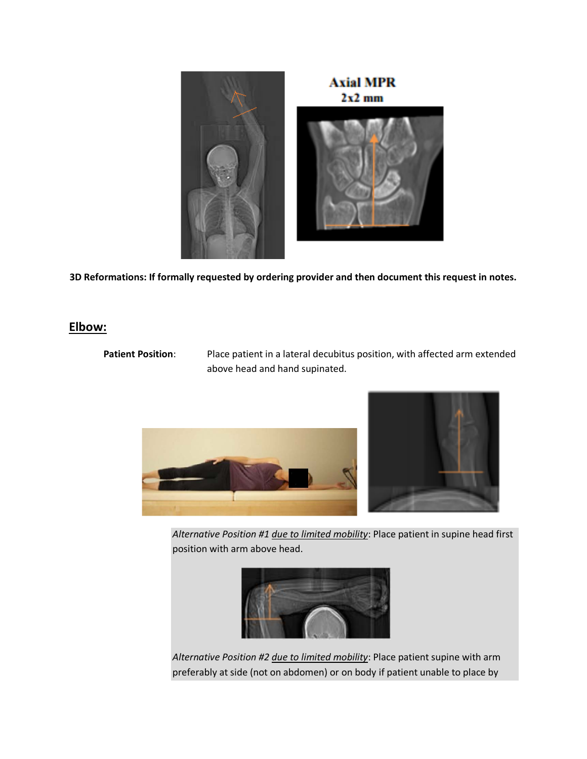Axial MPR
2x2 mm

**3D Reformations: If formally requested by ordering provider and then document this request in notes.**

## Elbow:

**Patient Position**: Place patient in a lateral decubitus position, with affected arm extended above head and hand supinated.

*Alternative Position #1 due to limited mobility*: Place patient in supine head first position with arm above head.

*Alternative Position #2 due to limited mobility*: Place patient supine with arm preferably at side (not on abdomen) or on body if patient unable to place by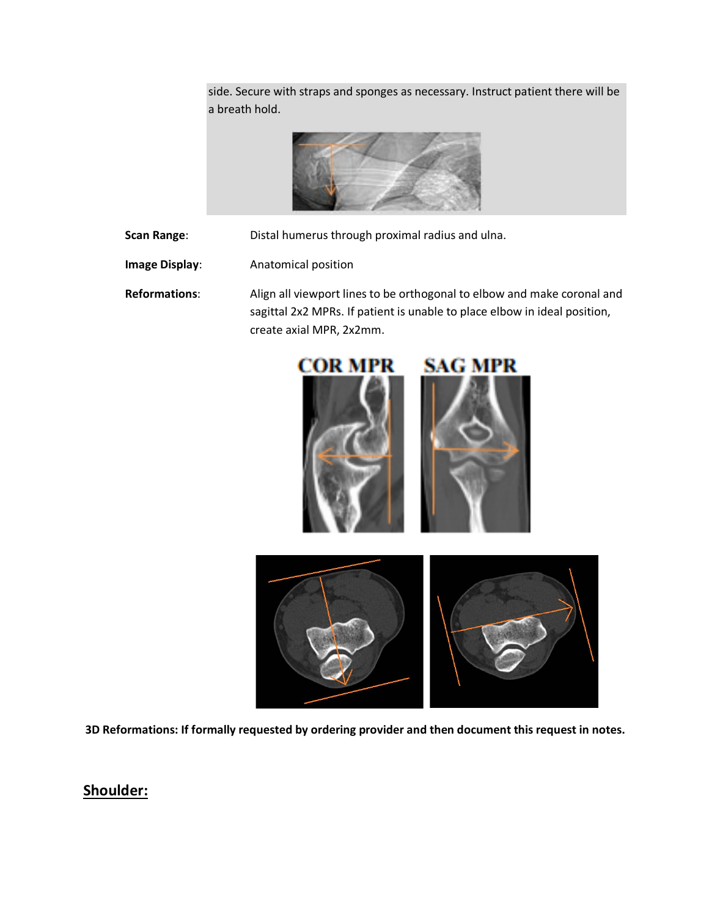side. Secure with straps and sponges as necessary. Instruct patient there will be a breath hold.

**Scan Range**: Distal humerus through proximal radius and ulna.

**Image Display**: Anatomical position

**Reformations**: Align all viewport lines to be orthogonal to elbow and make coronal and sagittal 2x2 MPRs. If patient is unable to place elbow in ideal position, create axial MPR, 2x2mm.

COR MPR SAG MPR

**3D Reformations: If formally requested by ordering provider and then document this request in notes.**

## Shoulder: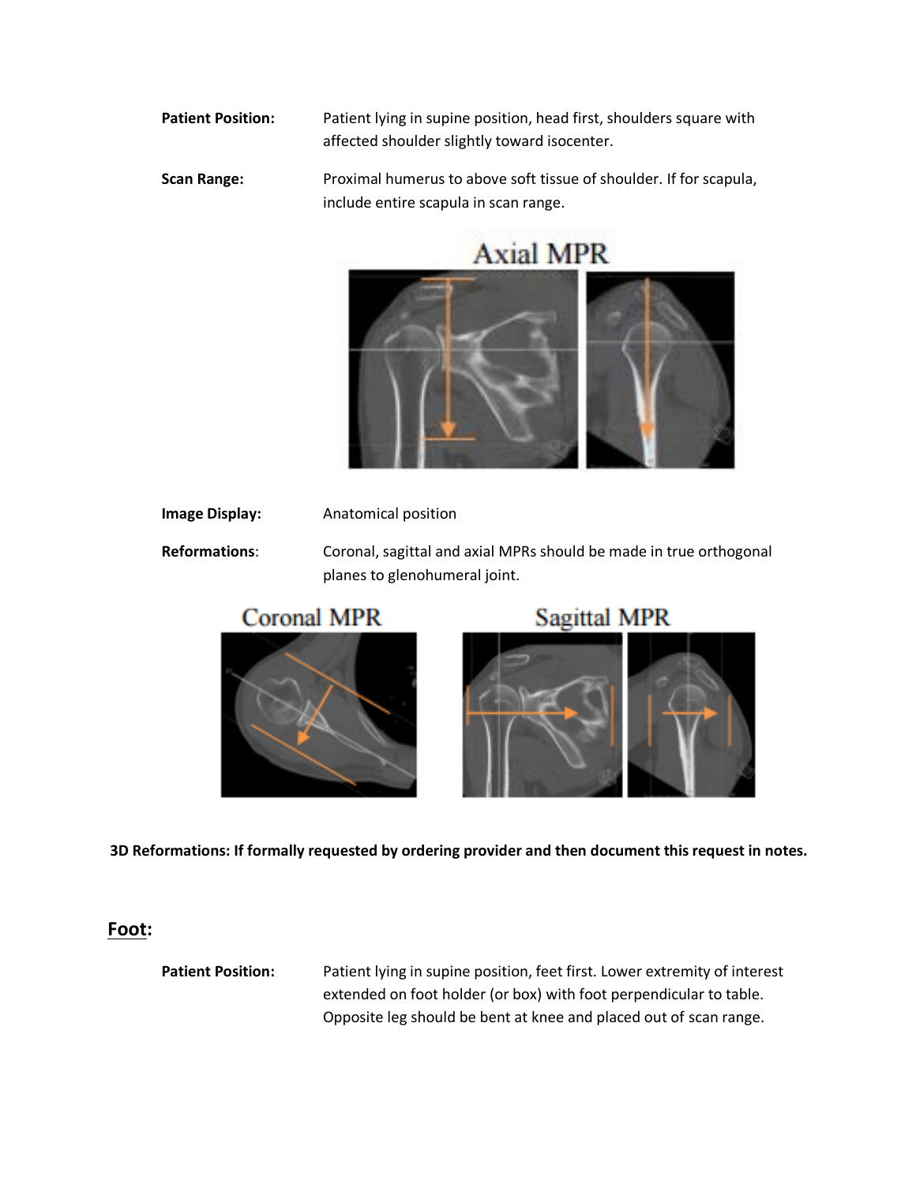**Patient Position:** Patient lying in supine position, head first, shoulders square with affected shoulder slightly toward isocenter.

**Scan Range:** Proximal humerus to above soft tissue of shoulder. If for scapula, include entire scapula in scan range.

Axial MPR

**Image Display:** Anatomical position

**Reformations**: Coronal, sagittal and axial MPRs should be made in true orthogonal planes to glenohumeral joint.

Coronal MPR

Sagittal MPR

**3D Reformations: If formally requested by ordering provider and then document this request in notes.**

## Foot:

**Patient Position:** Patient lying in supine position, feet first. Lower extremity of interest extended on foot holder (or box) with foot perpendicular to table. Opposite leg should be bent at knee and placed out of scan range.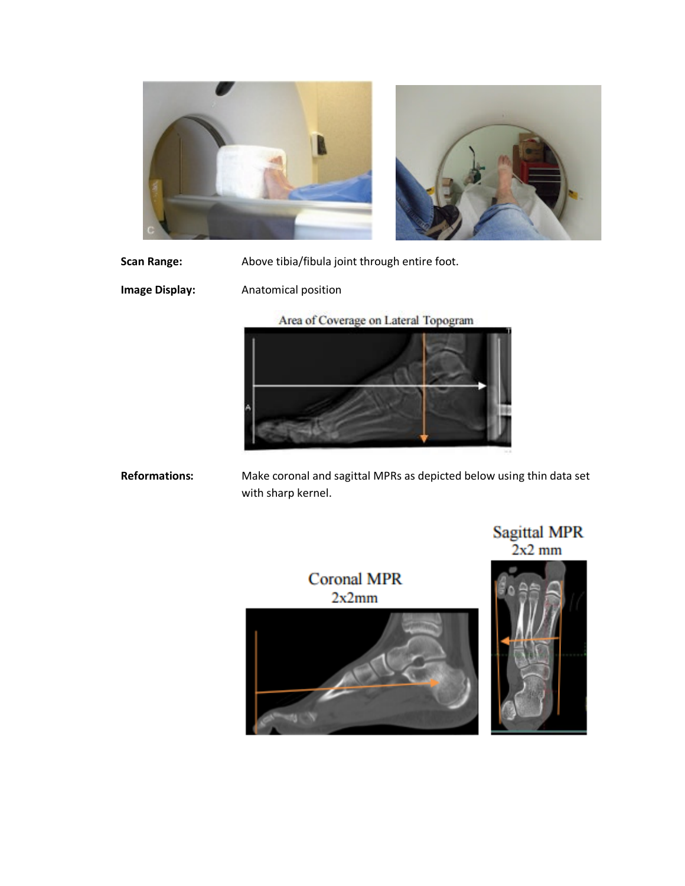**Scan Range:** Above tibia/fibula joint through entire foot.

**Image Display:** Anatomical position

Area of Coverage on Lateral Topogram

**Reformations:** Make coronal and sagittal MPRs as depicted below using thin data set with sharp kernel.

Coronal MPR
2x2mm

Sagittal MPR
2x2 mm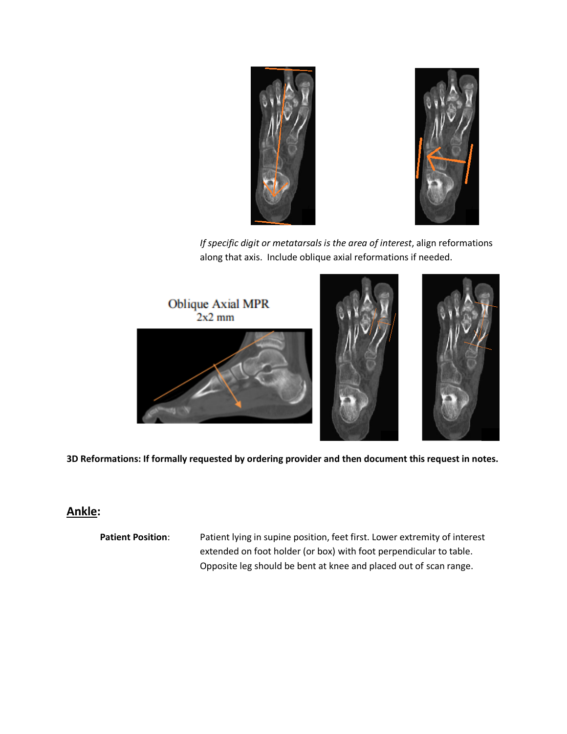*If specific digit or metatarsals is the area of interest*, align reformations along that axis. Include oblique axial reformations if needed.

Oblique Axial MPR
2x2 mm

**3D Reformations: If formally requested by ordering provider and then document this request in notes.**

## **Ankle:**

**Patient Position**: Patient lying in supine position, feet first. Lower extremity of interest extended on foot holder (or box) with foot perpendicular to table. Opposite leg should be bent at knee and placed out of scan range.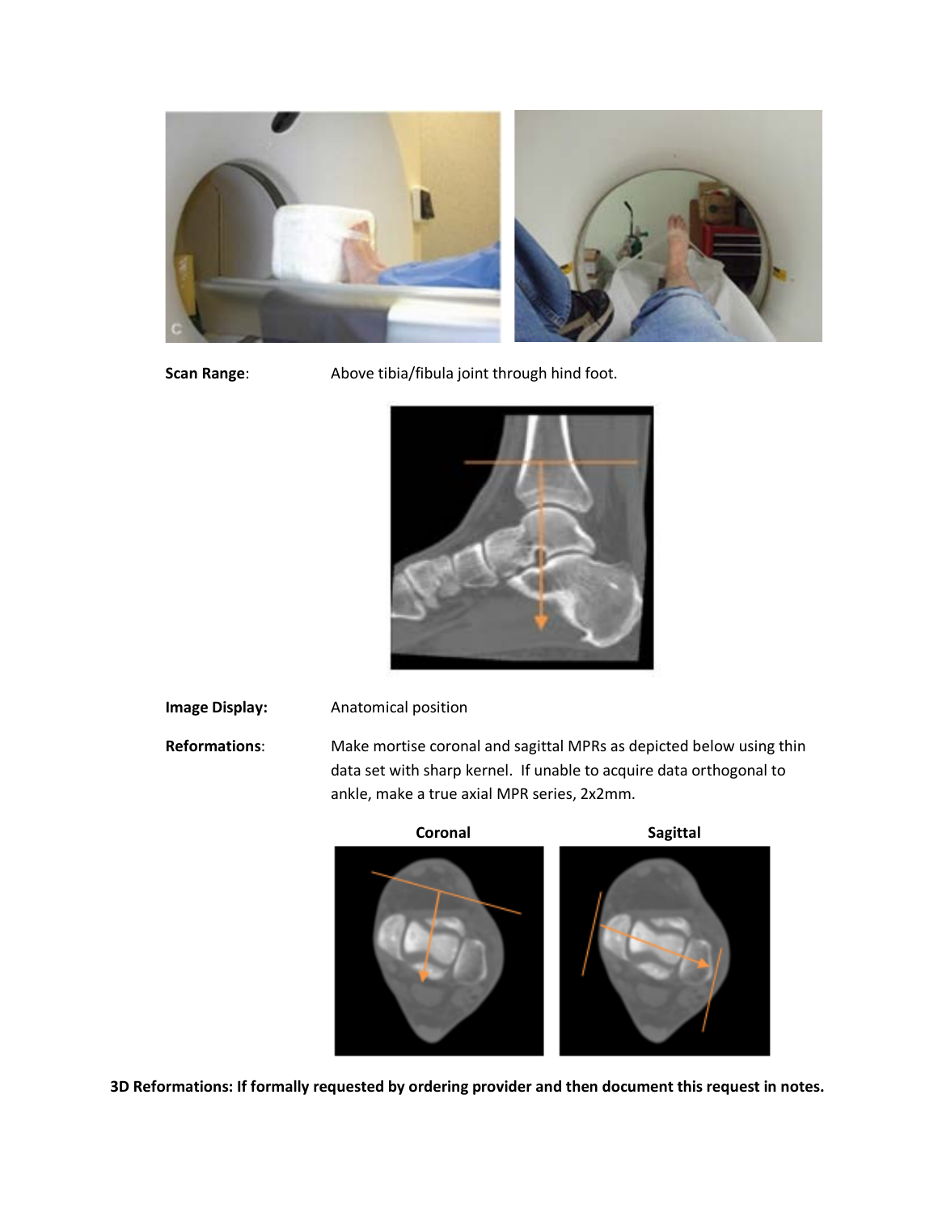**Scan Range**: Above tibia/fibula joint through hind foot.

**Image Display:** Anatomical position

**Reformations**: Make mortise coronal and sagittal MPRs as depicted below using thin data set with sharp kernel. If unable to acquire data orthogonal to ankle, make a true axial MPR series, 2x2mm.

**Coronal** **Sagittal**

**3D Reformations: If formally requested by ordering provider and then document this request in notes.**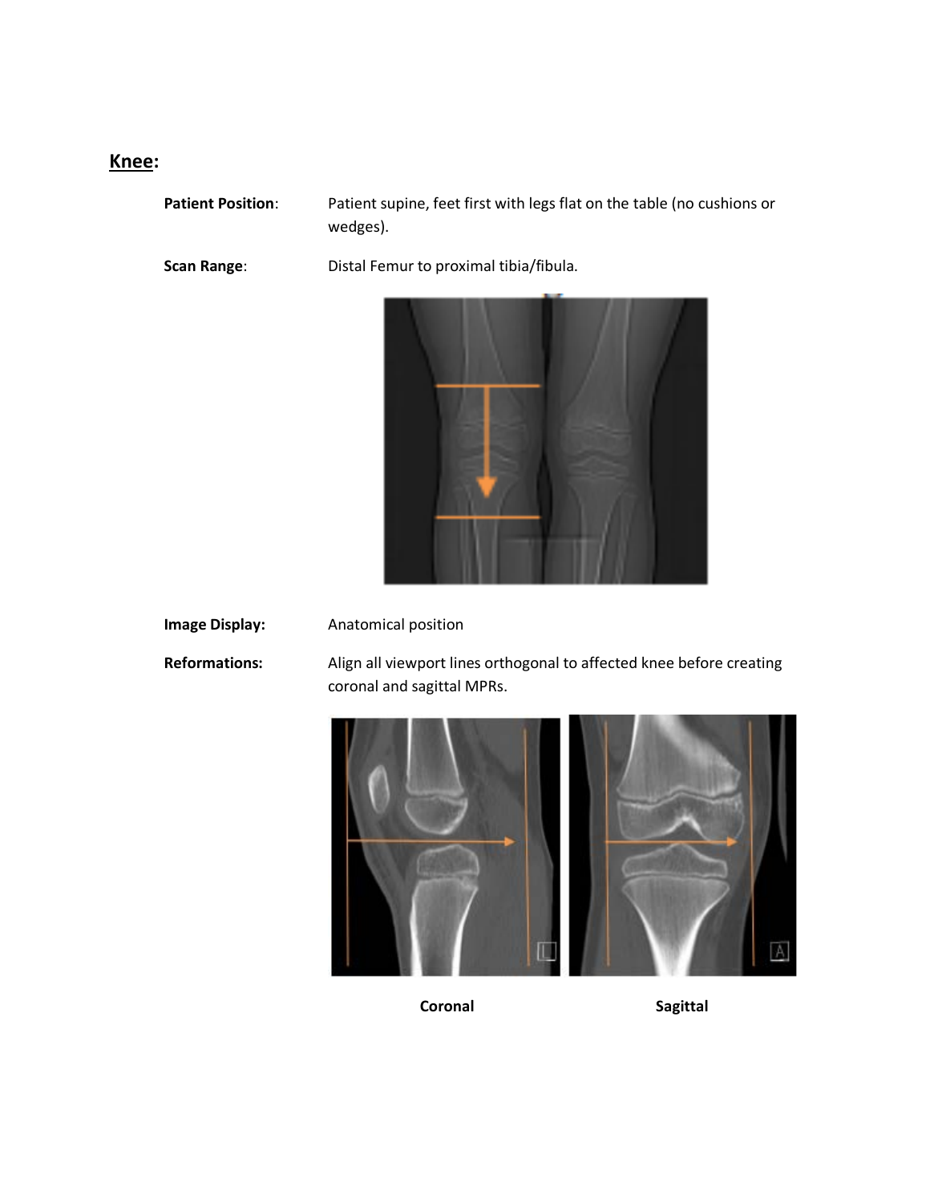## Knee:

**Patient Position**: Patient supine, feet first with legs flat on the table (no cushions or wedges).

**Scan Range**: Distal Femur to proximal tibia/fibula.

**Image Display:** Anatomical position

**Reformations:** Align all viewport lines orthogonal to affected knee before creating coronal and sagittal MPRs.

**Coronal** **Sagittal**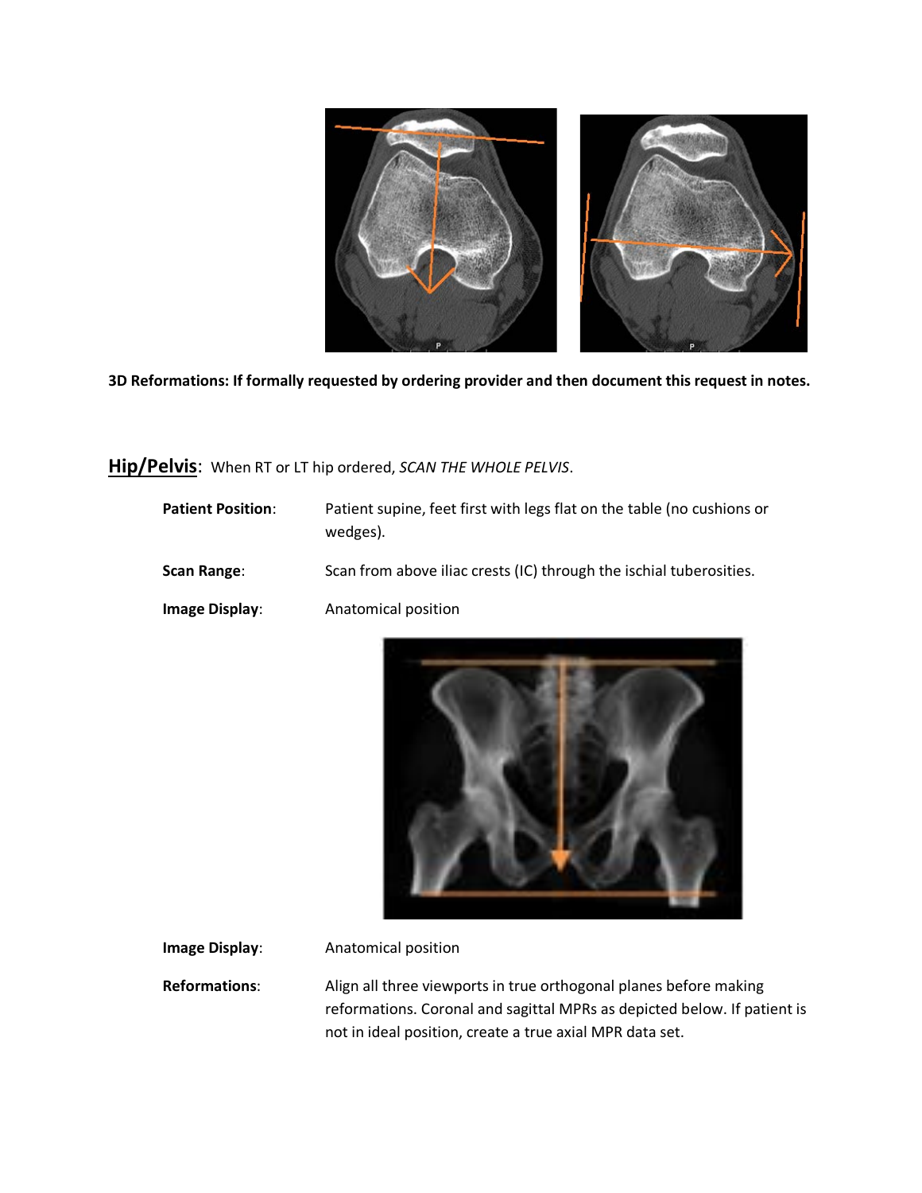**3D Reformations: If formally requested by ordering provider and then document this request in notes.**

## Hip/Pelvis: When RT or LT hip ordered, *SCAN THE WHOLE PELVIS*.

**Patient Position**: Patient supine, feet first with legs flat on the table (no cushions or wedges).

**Scan Range**: Scan from above iliac crests (IC) through the ischial tuberosities.

**Image Display**: Anatomical position

**Image Display**: Anatomical position

**Reformations**: Align all three viewports in true orthogonal planes before making reformations. Coronal and sagittal MPRs as depicted below. If patient is not in ideal position, create a true axial MPR data set.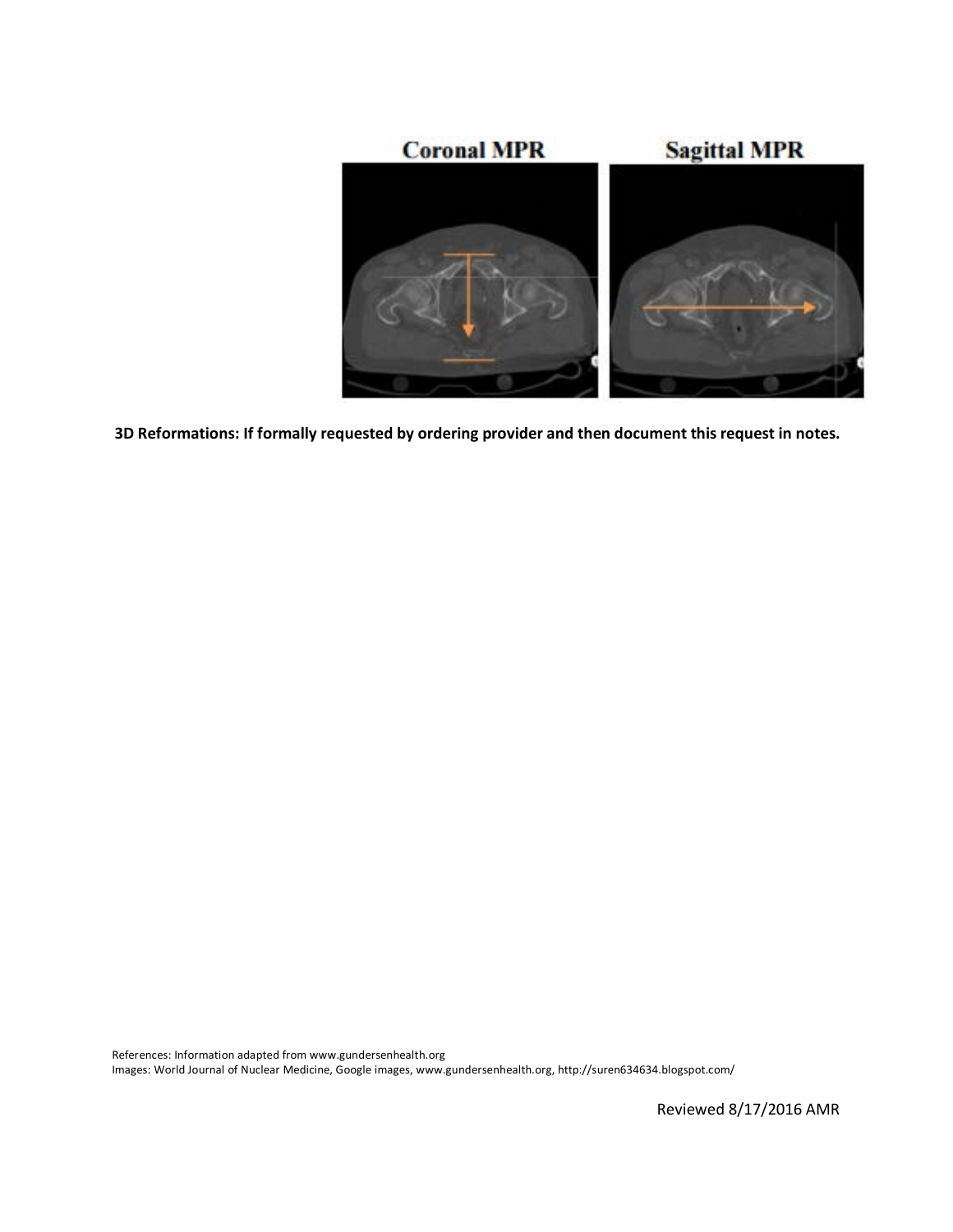Coronal MPR

Sagittal MPR

**3D Reformations: If formally requested by ordering provider and then document this request in notes.**

References: Information adapted from www.gundersenhealth.org
Images: World Journal of Nuclear Medicine, Google images, www.gundersenhealth.org, http://suren634634.blogspot.com/

Reviewed 8/17/2016 AMR